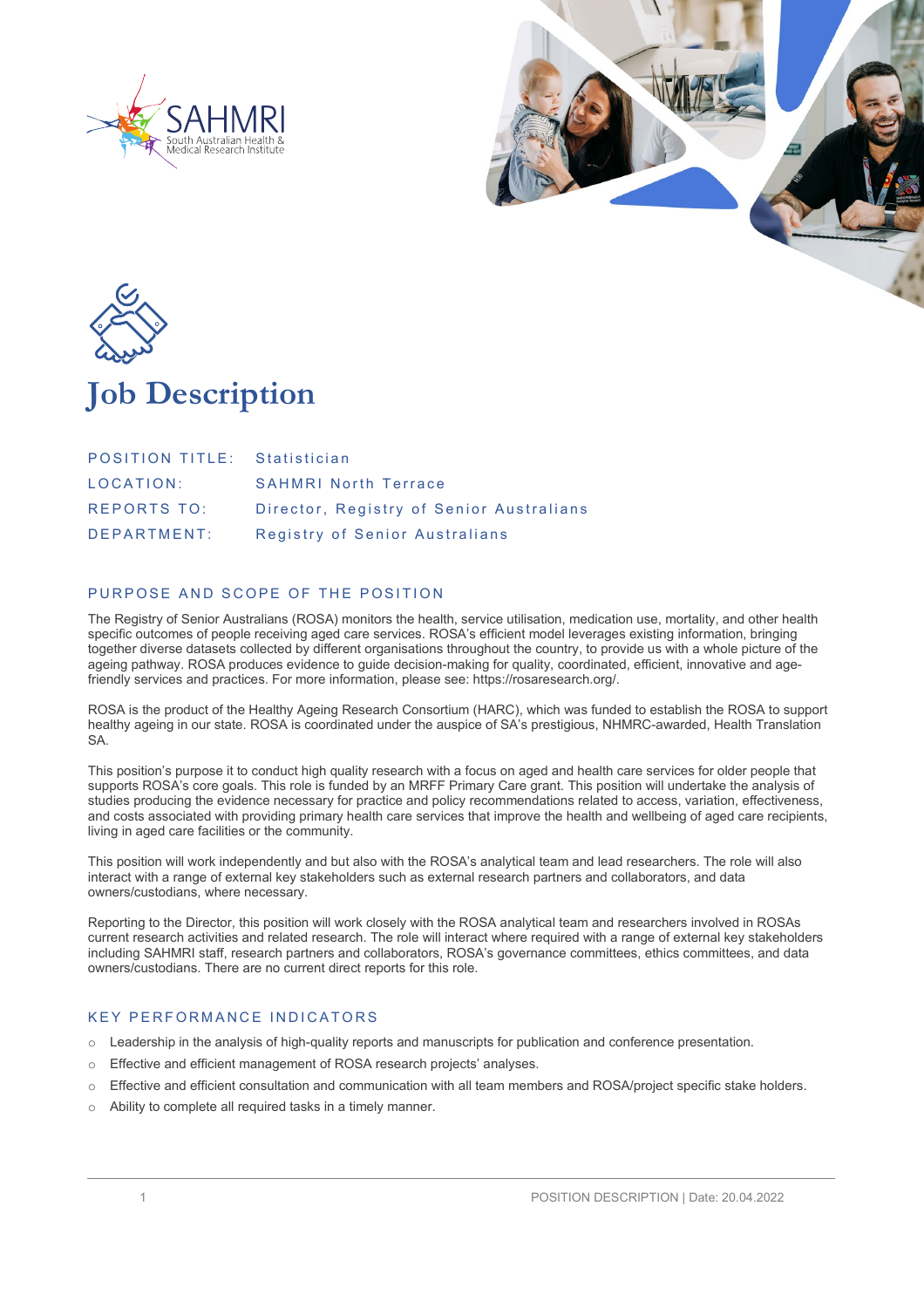# Job Description

| | |
|---|---|
| POSITION TITLE: | Statistician |
| LOCATION: | SAHMRI North Terrace |
| REPORTS TO: | Director, Registry of Senior Australians |
| DEPARTMENT: | Registry of Senior Australians |

## PURPOSE AND SCOPE OF THE POSITION

The Registry of Senior Australians (ROSA) monitors the health, service utilisation, medication use, mortality, and other health specific outcomes of people receiving aged care services. ROSA's efficient model leverages existing information, bringing together diverse datasets collected by different organisations throughout the country, to provide us with a whole picture of the ageing pathway. ROSA produces evidence to guide decision-making for quality, coordinated, efficient, innovative and age-friendly services and practices. For more information, please see: https://rosaresearch.org/.

ROSA is the product of the Healthy Ageing Research Consortium (HARC), which was funded to establish the ROSA to support healthy ageing in our state. ROSA is coordinated under the auspice of SA's prestigious, NHMRC-awarded, Health Translation SA.

This position's purpose it to conduct high quality research with a focus on aged and health care services for older people that supports ROSA's core goals. This role is funded by an MRFF Primary Care grant. This position will undertake the analysis of studies producing the evidence necessary for practice and policy recommendations related to access, variation, effectiveness, and costs associated with providing primary health care services that improve the health and wellbeing of aged care recipients, living in aged care facilities or the community.

This position will work independently and but also with the ROSA's analytical team and lead researchers. The role will also interact with a range of external key stakeholders such as external research partners and collaborators, and data owners/custodians, where necessary.

Reporting to the Director, this position will work closely with the ROSA analytical team and researchers involved in ROSAs current research activities and related research. The role will interact where required with a range of external key stakeholders including SAHMRI staff, research partners and collaborators, ROSA's governance committees, ethics committees, and data owners/custodians. There are no current direct reports for this role.

## KEY PERFORMANCE INDICATORS

- Leadership in the analysis of high-quality reports and manuscripts for publication and conference presentation.
- Effective and efficient management of ROSA research projects' analyses.
- Effective and efficient consultation and communication with all team members and ROSA/project specific stake holders.
- Ability to complete all required tasks in a timely manner.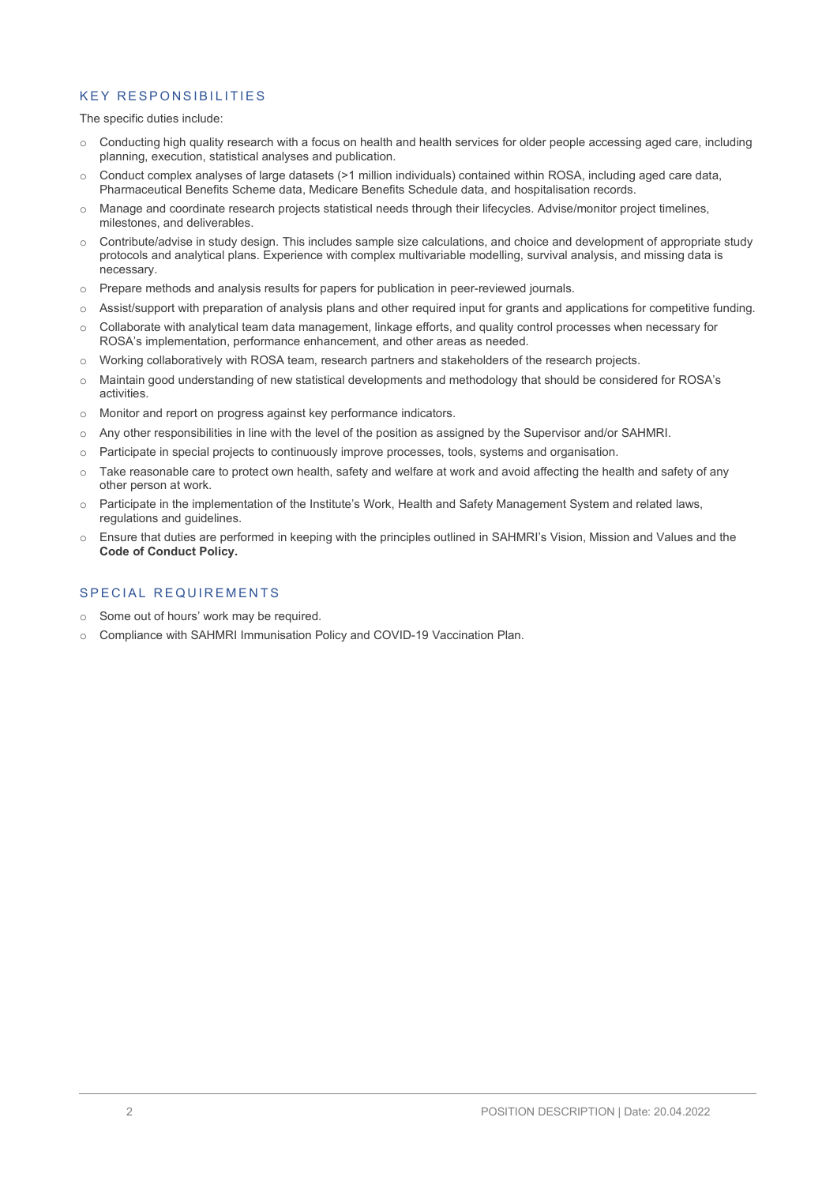## KEY RESPONSIBILITIES

The specific duties include:

- Conducting high quality research with a focus on health and health services for older people accessing aged care, including planning, execution, statistical analyses and publication.
- Conduct complex analyses of large datasets (>1 million individuals) contained within ROSA, including aged care data, Pharmaceutical Benefits Scheme data, Medicare Benefits Schedule data, and hospitalisation records.
- Manage and coordinate research projects statistical needs through their lifecycles. Advise/monitor project timelines, milestones, and deliverables.
- Contribute/advise in study design. This includes sample size calculations, and choice and development of appropriate study protocols and analytical plans. Experience with complex multivariable modelling, survival analysis, and missing data is necessary.
- Prepare methods and analysis results for papers for publication in peer-reviewed journals.
- Assist/support with preparation of analysis plans and other required input for grants and applications for competitive funding.
- Collaborate with analytical team data management, linkage efforts, and quality control processes when necessary for ROSA's implementation, performance enhancement, and other areas as needed.
- Working collaboratively with ROSA team, research partners and stakeholders of the research projects.
- Maintain good understanding of new statistical developments and methodology that should be considered for ROSA's activities.
- Monitor and report on progress against key performance indicators.
- Any other responsibilities in line with the level of the position as assigned by the Supervisor and/or SAHMRI.
- Participate in special projects to continuously improve processes, tools, systems and organisation.
- Take reasonable care to protect own health, safety and welfare at work and avoid affecting the health and safety of any other person at work.
- Participate in the implementation of the Institute's Work, Health and Safety Management System and related laws, regulations and guidelines.
- Ensure that duties are performed in keeping with the principles outlined in SAHMRI's Vision, Mission and Values and the **Code of Conduct Policy.**

## SPECIAL REQUIREMENTS

- Some out of hours' work may be required.
- Compliance with SAHMRI Immunisation Policy and COVID-19 Vaccination Plan.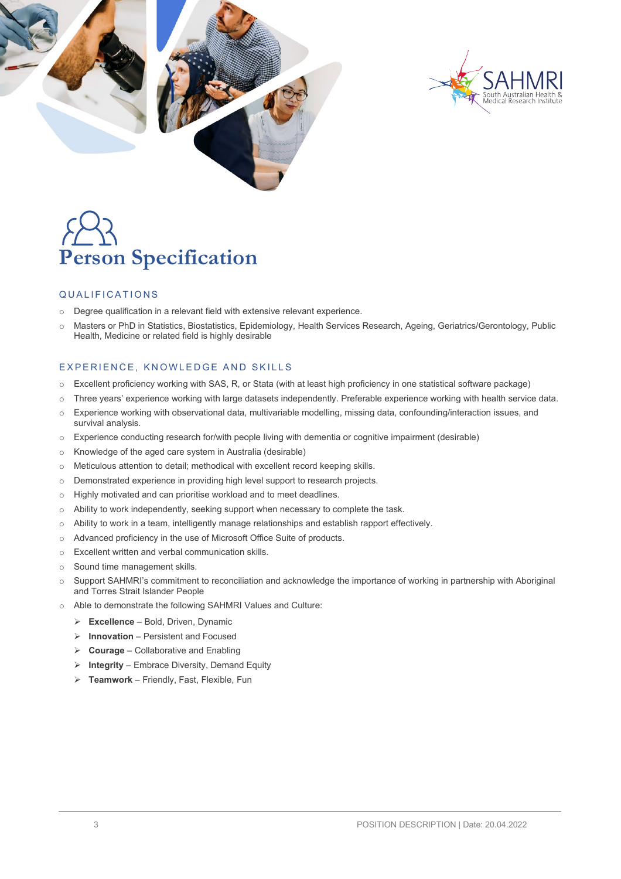# Person Specification

## QUALIFICATIONS

- Degree qualification in a relevant field with extensive relevant experience.
- Masters or PhD in Statistics, Biostatistics, Epidemiology, Health Services Research, Ageing, Geriatrics/Gerontology, Public Health, Medicine or related field is highly desirable

## EXPERIENCE, KNOWLEDGE AND SKILLS

- Excellent proficiency working with SAS, R, or Stata (with at least high proficiency in one statistical software package)
- Three years' experience working with large datasets independently. Preferable experience working with health service data.
- Experience working with observational data, multivariable modelling, missing data, confounding/interaction issues, and survival analysis.
- Experience conducting research for/with people living with dementia or cognitive impairment (desirable)
- Knowledge of the aged care system in Australia (desirable)
- Meticulous attention to detail; methodical with excellent record keeping skills.
- Demonstrated experience in providing high level support to research projects.
- Highly motivated and can prioritise workload and to meet deadlines.
- Ability to work independently, seeking support when necessary to complete the task.
- Ability to work in a team, intelligently manage relationships and establish rapport effectively.
- Advanced proficiency in the use of Microsoft Office Suite of products.
- Excellent written and verbal communication skills.
- Sound time management skills.
- Support SAHMRI's commitment to reconciliation and acknowledge the importance of working in partnership with Aboriginal and Torres Strait Islander People
- Able to demonstrate the following SAHMRI Values and Culture:
  - **Excellence** – Bold, Driven, Dynamic
  - **Innovation** – Persistent and Focused
  - **Courage** – Collaborative and Enabling
  - **Integrity** – Embrace Diversity, Demand Equity
  - **Teamwork** – Friendly, Fast, Flexible, Fun